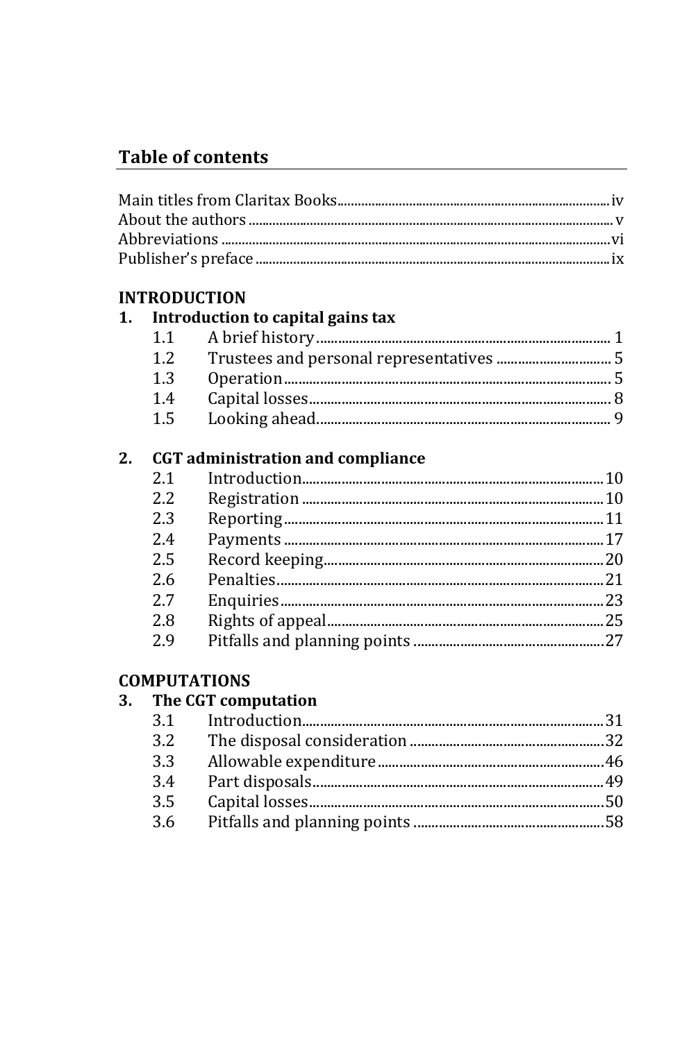## Table of contents

Main titles from Claritax Books .......... iv
About the authors .......... v
Abbreviations .......... vi
Publisher's preface .......... ix

**INTRODUCTION**

**1. Introduction to capital gains tax**

1.1 A brief history .......... 1
1.2 Trustees and personal representatives .......... 5
1.3 Operation .......... 5
1.4 Capital losses .......... 8
1.5 Looking ahead .......... 9

**2. CGT administration and compliance**

2.1 Introduction .......... 10
2.2 Registration .......... 10
2.3 Reporting .......... 11
2.4 Payments .......... 17
2.5 Record keeping .......... 20
2.6 Penalties .......... 21
2.7 Enquiries .......... 23
2.8 Rights of appeal .......... 25
2.9 Pitfalls and planning points .......... 27

**COMPUTATIONS**

**3. The CGT computation**

3.1 Introduction .......... 31
3.2 The disposal consideration .......... 32
3.3 Allowable expenditure .......... 46
3.4 Part disposals .......... 49
3.5 Capital losses .......... 50
3.6 Pitfalls and planning points .......... 58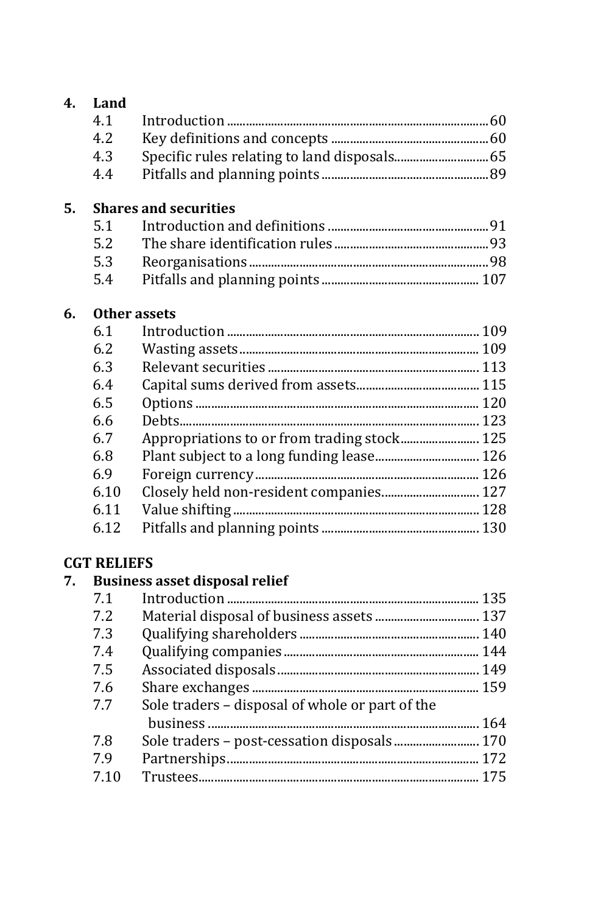**4. Land**

| | | |
|---|---|---|
| 4.1 | Introduction | 60 |
| 4.2 | Key definitions and concepts | 60 |
| 4.3 | Specific rules relating to land disposals | 65 |
| 4.4 | Pitfalls and planning points | 89 |

**5. Shares and securities**

| | | |
|---|---|---|
| 5.1 | Introduction and definitions | 91 |
| 5.2 | The share identification rules | 93 |
| 5.3 | Reorganisations | 98 |
| 5.4 | Pitfalls and planning points | 107 |

**6. Other assets**

| | | |
|---|---|---|
| 6.1 | Introduction | 109 |
| 6.2 | Wasting assets | 109 |
| 6.3 | Relevant securities | 113 |
| 6.4 | Capital sums derived from assets | 115 |
| 6.5 | Options | 120 |
| 6.6 | Debts | 123 |
| 6.7 | Appropriations to or from trading stock | 125 |
| 6.8 | Plant subject to a long funding lease | 126 |
| 6.9 | Foreign currency | 126 |
| 6.10 | Closely held non-resident companies | 127 |
| 6.11 | Value shifting | 128 |
| 6.12 | Pitfalls and planning points | 130 |

**CGT RELIEFS**

**7. Business asset disposal relief**

| | | |
|---|---|---|
| 7.1 | Introduction | 135 |
| 7.2 | Material disposal of business assets | 137 |
| 7.3 | Qualifying shareholders | 140 |
| 7.4 | Qualifying companies | 144 |
| 7.5 | Associated disposals | 149 |
| 7.6 | Share exchanges | 159 |
| 7.7 | Sole traders – disposal of whole or part of the business | 164 |
| 7.8 | Sole traders – post-cessation disposals | 170 |
| 7.9 | Partnerships | 172 |
| 7.10 | Trustees | 175 |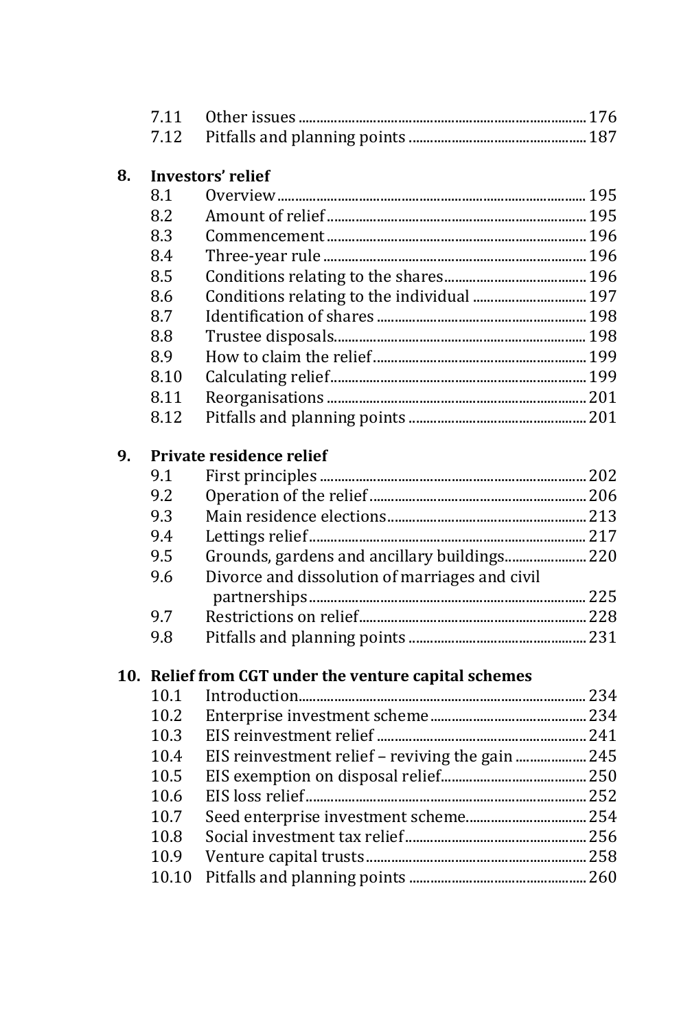7.11 Other issues ........................................................................ 176
7.12 Pitfalls and planning points ........................................................ 187

**8. Investors' relief**

8.1 Overview ........................................................................ 195
8.2 Amount of relief ........................................................................ 195
8.3 Commencement ........................................................................ 196
8.4 Three-year rule ........................................................................ 196
8.5 Conditions relating to the shares ........................................................ 196
8.6 Conditions relating to the individual ........................................................ 197
8.7 Identification of shares ........................................................................ 198
8.8 Trustee disposals ........................................................................ 198
8.9 How to claim the relief ........................................................................ 199
8.10 Calculating relief ........................................................................ 199
8.11 Reorganisations ........................................................................ 201
8.12 Pitfalls and planning points ........................................................ 201

**9. Private residence relief**

9.1 First principles ........................................................................ 202
9.2 Operation of the relief ........................................................................ 206
9.3 Main residence elections ........................................................................ 213
9.4 Lettings relief ........................................................................ 217
9.5 Grounds, gardens and ancillary buildings ........................................ 220
9.6 Divorce and dissolution of marriages and civil partnerships ........................................................................ 225
9.7 Restrictions on relief ........................................................................ 228
9.8 Pitfalls and planning points ........................................................ 231

**10. Relief from CGT under the venture capital schemes**

10.1 Introduction ........................................................................ 234
10.2 Enterprise investment scheme ........................................................ 234
10.3 EIS reinvestment relief ........................................................................ 241
10.4 EIS reinvestment relief – reviving the gain ........................................ 245
10.5 EIS exemption on disposal relief ........................................................ 250
10.6 EIS loss relief ........................................................................ 252
10.7 Seed enterprise investment scheme ........................................................ 254
10.8 Social investment tax relief ........................................................ 256
10.9 Venture capital trusts ........................................................................ 258
10.10 Pitfalls and planning points ........................................................ 260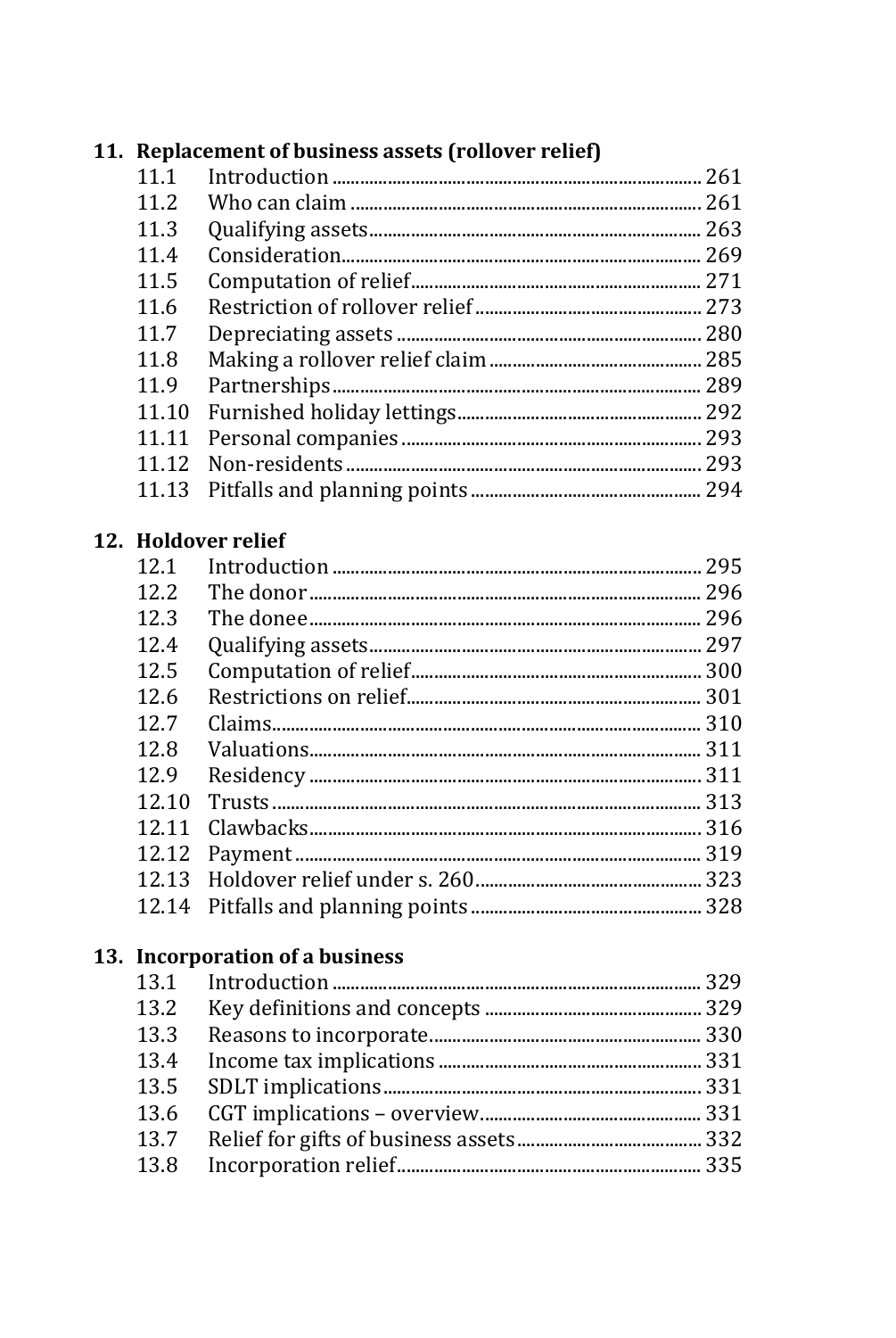**11. Replacement of business assets (rollover relief)**

| | | |
|---|---|---|
| 11.1 | Introduction | 261 |
| 11.2 | Who can claim | 261 |
| 11.3 | Qualifying assets | 263 |
| 11.4 | Consideration | 269 |
| 11.5 | Computation of relief | 271 |
| 11.6 | Restriction of rollover relief | 273 |
| 11.7 | Depreciating assets | 280 |
| 11.8 | Making a rollover relief claim | 285 |
| 11.9 | Partnerships | 289 |
| 11.10 | Furnished holiday lettings | 292 |
| 11.11 | Personal companies | 293 |
| 11.12 | Non-residents | 293 |
| 11.13 | Pitfalls and planning points | 294 |

**12. Holdover relief**

| | | |
|---|---|---|
| 12.1 | Introduction | 295 |
| 12.2 | The donor | 296 |
| 12.3 | The donee | 296 |
| 12.4 | Qualifying assets | 297 |
| 12.5 | Computation of relief | 300 |
| 12.6 | Restrictions on relief | 301 |
| 12.7 | Claims | 310 |
| 12.8 | Valuations | 311 |
| 12.9 | Residency | 311 |
| 12.10 | Trusts | 313 |
| 12.11 | Clawbacks | 316 |
| 12.12 | Payment | 319 |
| 12.13 | Holdover relief under s. 260 | 323 |
| 12.14 | Pitfalls and planning points | 328 |

**13. Incorporation of a business**

| | | |
|---|---|---|
| 13.1 | Introduction | 329 |
| 13.2 | Key definitions and concepts | 329 |
| 13.3 | Reasons to incorporate | 330 |
| 13.4 | Income tax implications | 331 |
| 13.5 | SDLT implications | 331 |
| 13.6 | CGT implications – overview | 331 |
| 13.7 | Relief for gifts of business assets | 332 |
| 13.8 | Incorporation relief | 335 |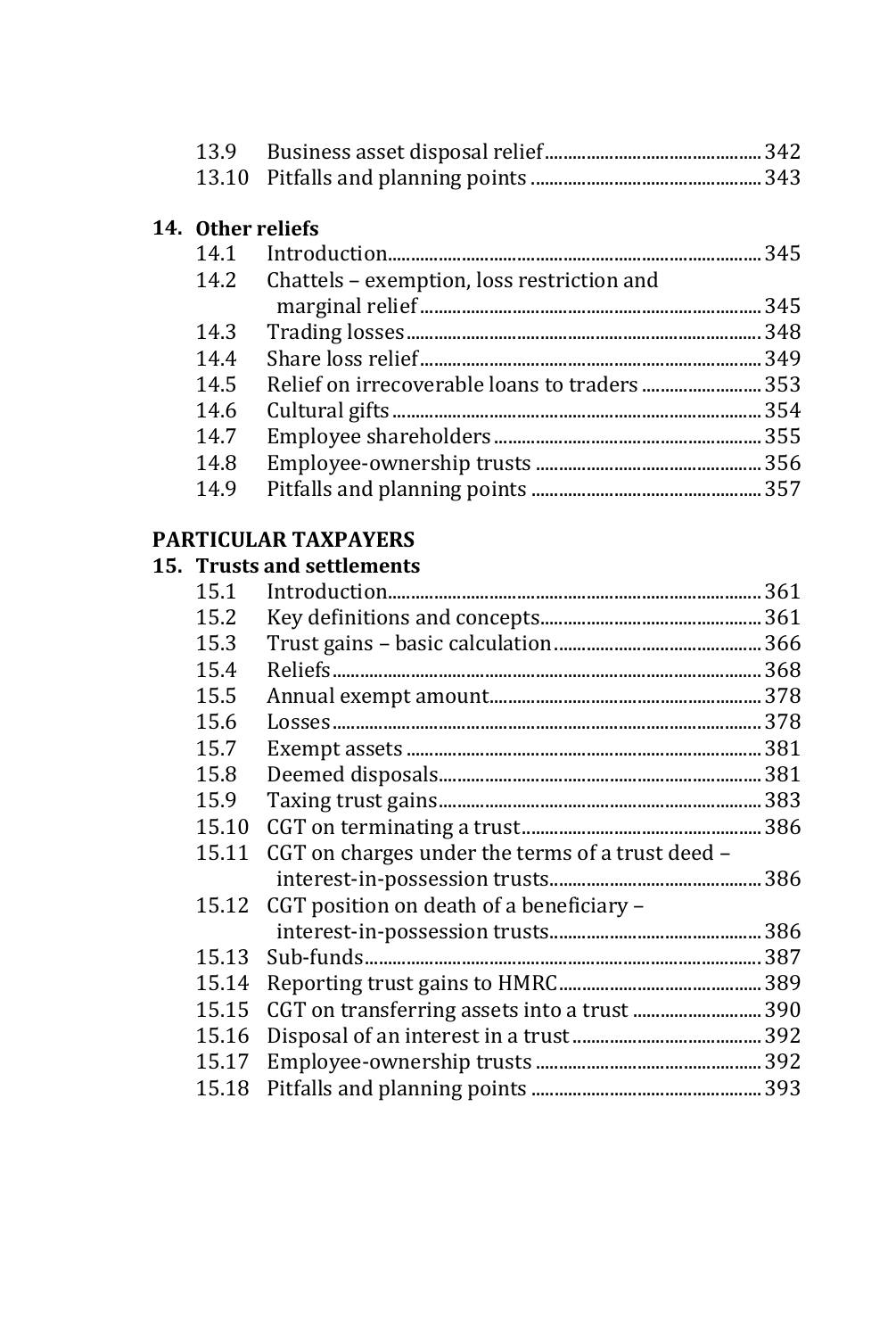13.9 Business asset disposal relief ... 342
13.10 Pitfalls and planning points ... 343

**14. Other reliefs**

14.1 Introduction ... 345
14.2 Chattels – exemption, loss restriction and marginal relief ... 345
14.3 Trading losses ... 348
14.4 Share loss relief ... 349
14.5 Relief on irrecoverable loans to traders ... 353
14.6 Cultural gifts ... 354
14.7 Employee shareholders ... 355
14.8 Employee-ownership trusts ... 356
14.9 Pitfalls and planning points ... 357

**PARTICULAR TAXPAYERS**

**15. Trusts and settlements**

15.1 Introduction ... 361
15.2 Key definitions and concepts ... 361
15.3 Trust gains – basic calculation ... 366
15.4 Reliefs ... 368
15.5 Annual exempt amount ... 378
15.6 Losses ... 378
15.7 Exempt assets ... 381
15.8 Deemed disposals ... 381
15.9 Taxing trust gains ... 383
15.10 CGT on terminating a trust ... 386
15.11 CGT on charges under the terms of a trust deed – interest-in-possession trusts ... 386
15.12 CGT position on death of a beneficiary – interest-in-possession trusts ... 386
15.13 Sub-funds ... 387
15.14 Reporting trust gains to HMRC ... 389
15.15 CGT on transferring assets into a trust ... 390
15.16 Disposal of an interest in a trust ... 392
15.17 Employee-ownership trusts ... 392
15.18 Pitfalls and planning points ... 393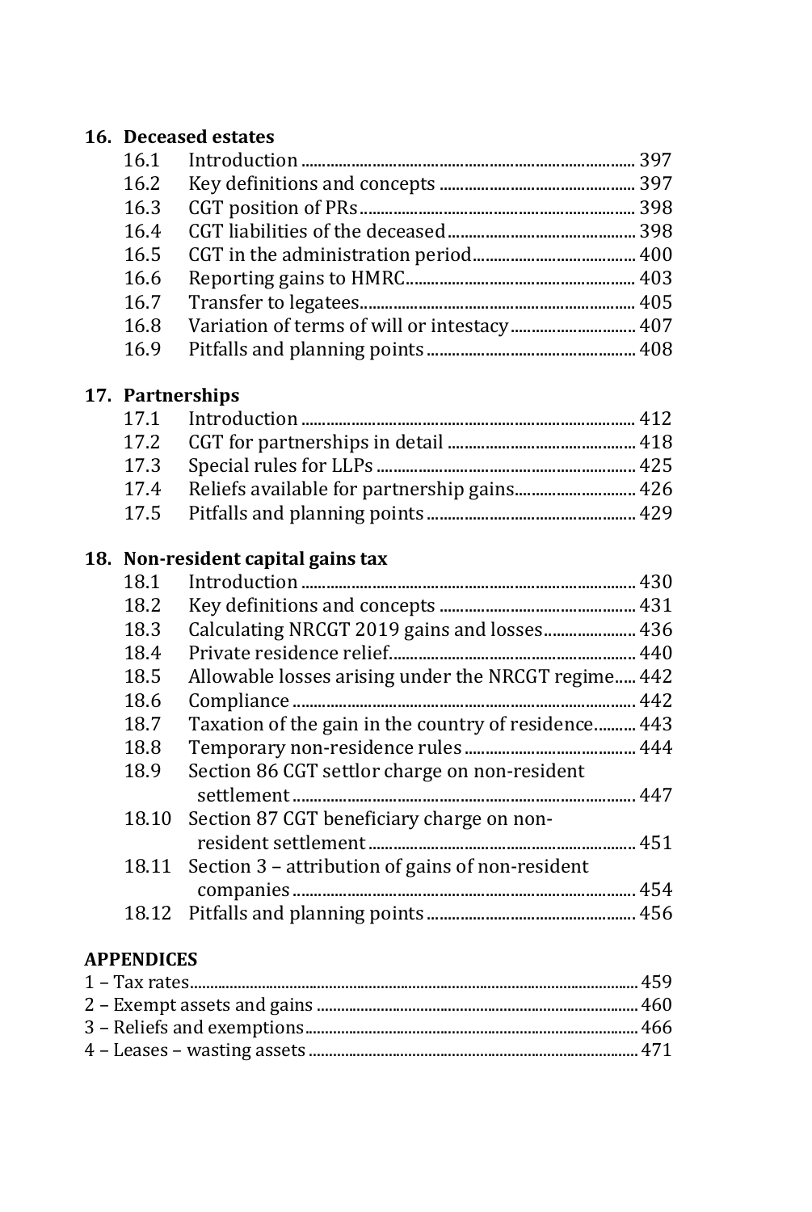## 16. Deceased estates

| | | |
|---|---|---|
| 16.1 | Introduction | 397 |
| 16.2 | Key definitions and concepts | 397 |
| 16.3 | CGT position of PRs | 398 |
| 16.4 | CGT liabilities of the deceased | 398 |
| 16.5 | CGT in the administration period | 400 |
| 16.6 | Reporting gains to HMRC | 403 |
| 16.7 | Transfer to legatees | 405 |
| 16.8 | Variation of terms of will or intestacy | 407 |
| 16.9 | Pitfalls and planning points | 408 |

## 17. Partnerships

| | | |
|---|---|---|
| 17.1 | Introduction | 412 |
| 17.2 | CGT for partnerships in detail | 418 |
| 17.3 | Special rules for LLPs | 425 |
| 17.4 | Reliefs available for partnership gains | 426 |
| 17.5 | Pitfalls and planning points | 429 |

## 18. Non-resident capital gains tax

| | | |
|---|---|---|
| 18.1 | Introduction | 430 |
| 18.2 | Key definitions and concepts | 431 |
| 18.3 | Calculating NRCGT 2019 gains and losses | 436 |
| 18.4 | Private residence relief | 440 |
| 18.5 | Allowable losses arising under the NRCGT regime | 442 |
| 18.6 | Compliance | 442 |
| 18.7 | Taxation of the gain in the country of residence | 443 |
| 18.8 | Temporary non-residence rules | 444 |
| 18.9 | Section 86 CGT settlor charge on non-resident settlement | 447 |
| 18.10 | Section 87 CGT beneficiary charge on non-resident settlement | 451 |
| 18.11 | Section 3 – attribution of gains of non-resident companies | 454 |
| 18.12 | Pitfalls and planning points | 456 |

## APPENDICES

| | |
|---|---|
| 1 – Tax rates | 459 |
| 2 – Exempt assets and gains | 460 |
| 3 – Reliefs and exemptions | 466 |
| 4 – Leases – wasting assets | 471 |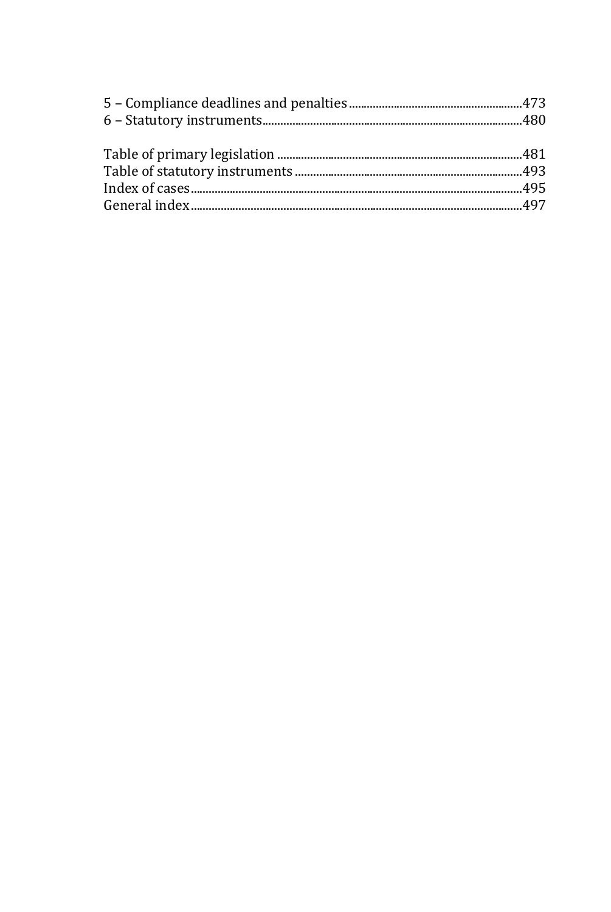5 – Compliance deadlines and penalties ........................................................473
6 – Statutory instruments..................................................................................480

Table of primary legislation .............................................................................481
Table of statutory instruments .......................................................................493
Index of cases.........................................................................................................495
General index.........................................................................................................497